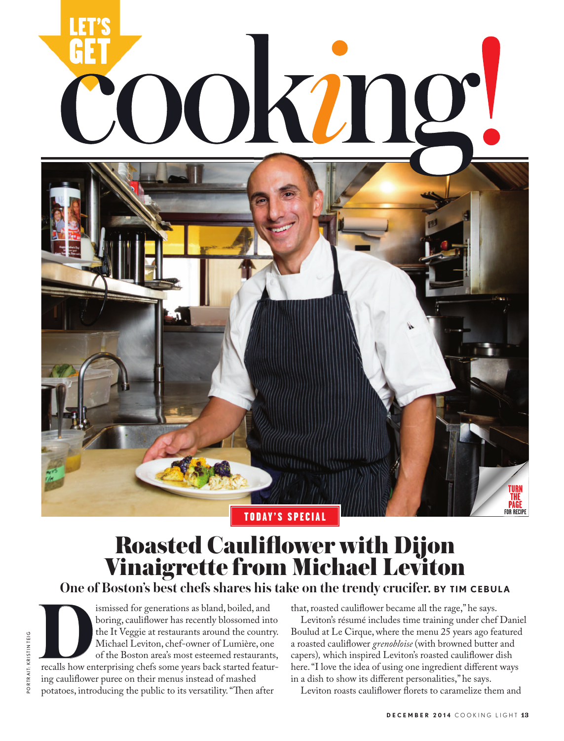# LET'S GET cooking!

TURN THE PAGE FOR RECIPE

TODAY'S SPECIAL

## Roasted Cauliflower with Dijon Vinaigrette from Michael Leviton

### One of Boston's best chefs shares his take on the trendy crucifer. BY TIM CEBULA

PORTRAIT: KRISTIN TEIG

Dismissed for generations as bland, boiled, and boring, cauliflower has recently blossomed into the It Veggie at restaurants around the country. Michael Leviton, chef-owner of Lumière, one of the Boston area's most esteemed restaurants, recalls how enterprising chefs some years back started featuring cauliflower puree on their menus instead of mashed potatoes, introducing the public to its versatility. "Then after that, roasted cauliflower became all the rage," he says.

Leviton's résumé includes time training under chef Daniel Boulud at Le Cirque, where the menu 25 years ago featured a roasted cauliflower *grenobloise* (with browned butter and capers), which inspired Leviton's roasted cauliflower dish here. "I love the idea of using one ingredient different ways in a dish to show its different personalities," he says.

Leviton roasts cauliflower florets to caramelize them and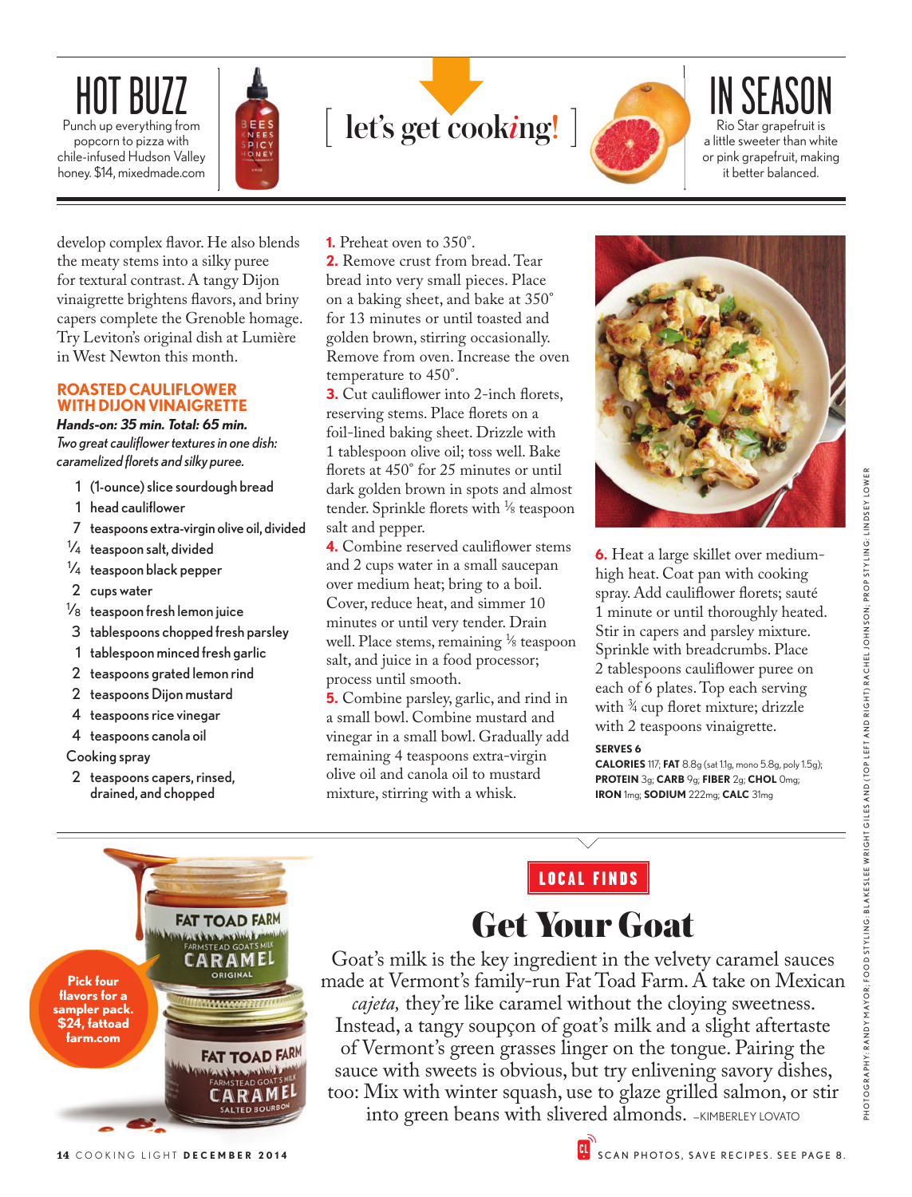# HOT BUZZ

Punch up everything from popcorn to pizza with chile-infused Hudson Valley honey. $14, mixedmade.com

[ let's get cooking! ]

# IN SEASON

Rio Star grapefruit is a little sweeter than white or pink grapefruit, making it better balanced.

develop complex flavor. He also blends the meaty stems into a silky puree for textural contrast. A tangy Dijon vinaigrette brightens flavors, and briny capers complete the Grenoble homage. Try Leviton's original dish at Lumière in West Newton this month.

## ROASTED CAULIFLOWER WITH DIJON VINAIGRETTE

***Hands-on: 35 min. Total: 65 min.***

*Two great cauliflower textures in one dish: caramelized florets and silky puree.*

- 1 (1-ounce) slice sourdough bread
- 1 head cauliflower
- 7 teaspoons extra-virgin olive oil, divided
- ¼ teaspoon salt, divided
- ¼ teaspoon black pepper
- 2 cups water
- ⅛ teaspoon fresh lemon juice
- 3 tablespoons chopped fresh parsley
- 1 tablespoon minced fresh garlic
- 2 teaspoons grated lemon rind
- 2 teaspoons Dijon mustard
- 4 teaspoons rice vinegar
- 4 teaspoons canola oil
- Cooking spray
- 2 teaspoons capers, rinsed, drained, and chopped

**1.** Preheat oven to 350°.

**2.** Remove crust from bread. Tear bread into very small pieces. Place on a baking sheet, and bake at 350° for 13 minutes or until toasted and golden brown, stirring occasionally. Remove from oven. Increase the oven temperature to 450°.

**3.** Cut cauliflower into 2-inch florets, reserving stems. Place florets on a foil-lined baking sheet. Drizzle with 1 tablespoon olive oil; toss well. Bake florets at 450° for 25 minutes or until dark golden brown in spots and almost tender. Sprinkle florets with ⅛ teaspoon salt and pepper.

**4.** Combine reserved cauliflower stems and 2 cups water in a small saucepan over medium heat; bring to a boil. Cover, reduce heat, and simmer 10 minutes or until very tender. Drain well. Place stems, remaining ⅛ teaspoon salt, and juice in a food processor; process until smooth.

**5.** Combine parsley, garlic, and rind in a small bowl. Combine mustard and vinegar in a small bowl. Gradually add remaining 4 teaspoons extra-virgin olive oil and canola oil to mustard mixture, stirring with a whisk.

**6.** Heat a large skillet over medium-high heat. Coat pan with cooking spray. Add cauliflower florets; sauté 1 minute or until thoroughly heated. Stir in capers and parsley mixture. Sprinkle with breadcrumbs. Place 2 tablespoons cauliflower puree on each of 6 plates. Top each serving with ¾ cup floret mixture; drizzle with 2 teaspoons vinaigrette.

**SERVES 6**

**CALORIES** 117; **FAT** 8.8g (sat 1.1g, mono 5.8g, poly 1.5g); **PROTEIN** 3g; **CARB** 9g; **FIBER** 2g; **CHOL** 0mg; **IRON** 1mg; **SODIUM** 222mg; **CALC** 31mg

PHOTOGRAPHY: RANDY MAYOR; FOOD STYLING: BLAKESLEE WRIGHT GILES AND (TOP LEFT AND RIGHT) RACHEL JOHNSON; PROP STYLING: LINDSEY LOWER

LOCAL FINDS

# Get Your Goat

Pick four flavors for a sampler pack. $24, fattoad farm.com

Goat's milk is the key ingredient in the velvety caramel sauces made at Vermont's family-run Fat Toad Farm. A take on Mexican *cajeta,* they're like caramel without the cloying sweetness. Instead, a tangy soupçon of goat's milk and a slight aftertaste of Vermont's green grasses linger on the tongue. Pairing the sauce with sweets is obvious, but try enlivening savory dishes, too: Mix with winter squash, use to glaze grilled salmon, or stir into green beans with slivered almonds. —KIMBERLEY LOVATO

SCAN PHOTOS, SAVE RECIPES. SEE PAGE 8.